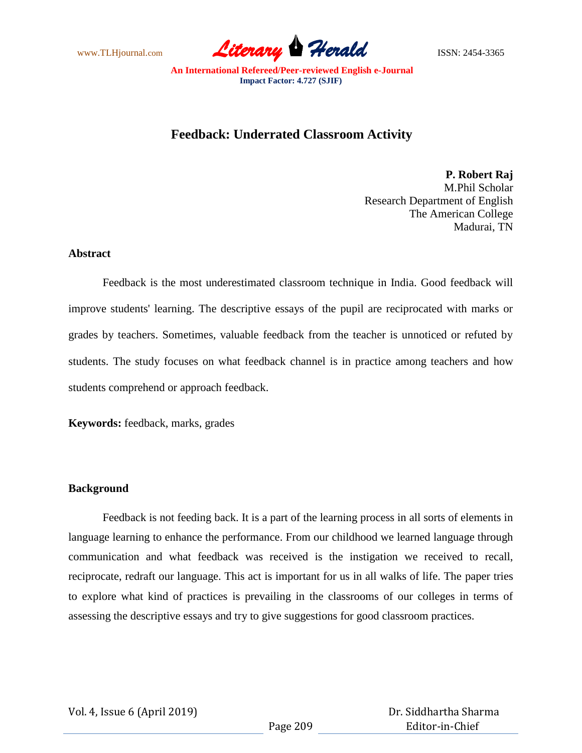# Feedback: Underrated Classroom Activity

**P. Robert Raj**
M.Phil Scholar
Research Department of English
The American College
Madurai, TN

**Abstract**

Feedback is the most underestimated classroom technique in India. Good feedback will improve students' learning. The descriptive essays of the pupil are reciprocated with marks or grades by teachers. Sometimes, valuable feedback from the teacher is unnoticed or refuted by students. The study focuses on what feedback channel is in practice among teachers and how students comprehend or approach feedback.

**Keywords:** feedback, marks, grades

**Background**

Feedback is not feeding back. It is a part of the learning process in all sorts of elements in language learning to enhance the performance. From our childhood we learned language through communication and what feedback was received is the instigation we received to recall, reciprocate, redraft our language. This act is important for us in all walks of life. The paper tries to explore what kind of practices is prevailing in the classrooms of our colleges in terms of assessing the descriptive essays and try to give suggestions for good classroom practices.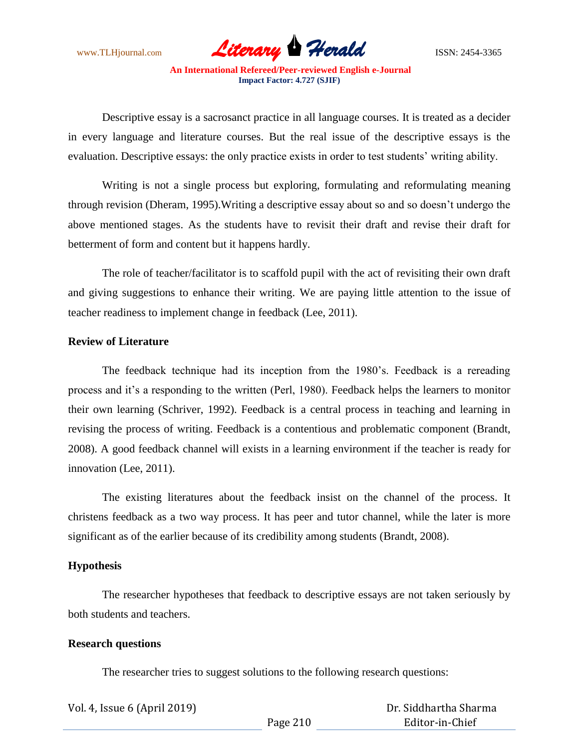Descriptive essay is a sacrosanct practice in all language courses. It is treated as a decider in every language and literature courses. But the real issue of the descriptive essays is the evaluation. Descriptive essays: the only practice exists in order to test students' writing ability.

Writing is not a single process but exploring, formulating and reformulating meaning through revision (Dheram, 1995).Writing a descriptive essay about so and so doesn't undergo the above mentioned stages. As the students have to revisit their draft and revise their draft for betterment of form and content but it happens hardly.

The role of teacher/facilitator is to scaffold pupil with the act of revisiting their own draft and giving suggestions to enhance their writing. We are paying little attention to the issue of teacher readiness to implement change in feedback (Lee, 2011).

**Review of Literature**

The feedback technique had its inception from the 1980's. Feedback is a rereading process and it's a responding to the written (Perl, 1980). Feedback helps the learners to monitor their own learning (Schriver, 1992). Feedback is a central process in teaching and learning in revising the process of writing. Feedback is a contentious and problematic component (Brandt, 2008). A good feedback channel will exists in a learning environment if the teacher is ready for innovation (Lee, 2011).

The existing literatures about the feedback insist on the channel of the process. It christens feedback as a two way process. It has peer and tutor channel, while the later is more significant as of the earlier because of its credibility among students (Brandt, 2008).

**Hypothesis**

The researcher hypotheses that feedback to descriptive essays are not taken seriously by both students and teachers.

**Research questions**

The researcher tries to suggest solutions to the following research questions: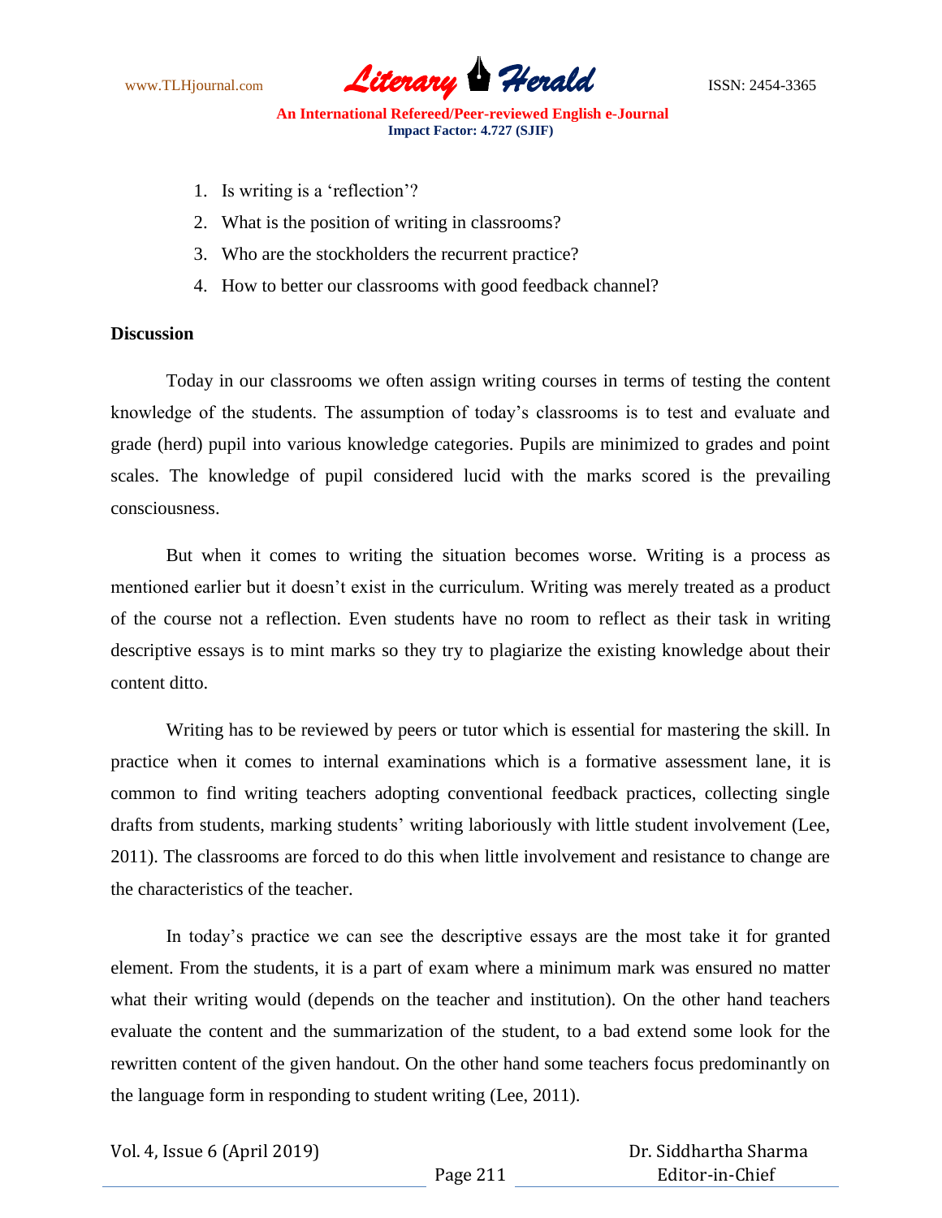1. Is writing is a ‘reflection’?
2. What is the position of writing in classrooms?
3. Who are the stockholders the recurrent practice?
4. How to better our classrooms with good feedback channel?

**Discussion**

Today in our classrooms we often assign writing courses in terms of testing the content knowledge of the students. The assumption of today’s classrooms is to test and evaluate and grade (herd) pupil into various knowledge categories. Pupils are minimized to grades and point scales. The knowledge of pupil considered lucid with the marks scored is the prevailing consciousness.

But when it comes to writing the situation becomes worse. Writing is a process as mentioned earlier but it doesn’t exist in the curriculum. Writing was merely treated as a product of the course not a reflection. Even students have no room to reflect as their task in writing descriptive essays is to mint marks so they try to plagiarize the existing knowledge about their content ditto.

Writing has to be reviewed by peers or tutor which is essential for mastering the skill. In practice when it comes to internal examinations which is a formative assessment lane, it is common to find writing teachers adopting conventional feedback practices, collecting single drafts from students, marking students’ writing laboriously with little student involvement (Lee, 2011). The classrooms are forced to do this when little involvement and resistance to change are the characteristics of the teacher.

In today’s practice we can see the descriptive essays are the most take it for granted element. From the students, it is a part of exam where a minimum mark was ensured no matter what their writing would (depends on the teacher and institution). On the other hand teachers evaluate the content and the summarization of the student, to a bad extend some look for the rewritten content of the given handout. On the other hand some teachers focus predominantly on the language form in responding to student writing (Lee, 2011).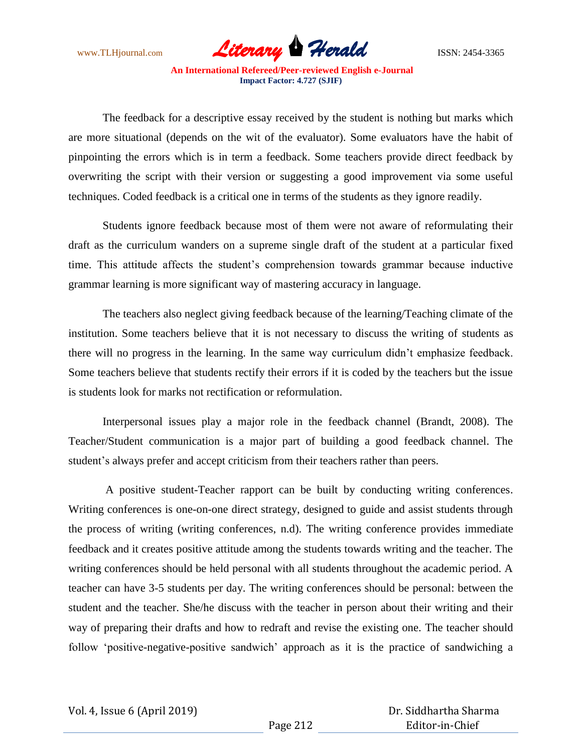The feedback for a descriptive essay received by the student is nothing but marks which are more situational (depends on the wit of the evaluator). Some evaluators have the habit of pinpointing the errors which is in term a feedback. Some teachers provide direct feedback by overwriting the script with their version or suggesting a good improvement via some useful techniques. Coded feedback is a critical one in terms of the students as they ignore readily.

Students ignore feedback because most of them were not aware of reformulating their draft as the curriculum wanders on a supreme single draft of the student at a particular fixed time. This attitude affects the student's comprehension towards grammar because inductive grammar learning is more significant way of mastering accuracy in language.

The teachers also neglect giving feedback because of the learning/Teaching climate of the institution. Some teachers believe that it is not necessary to discuss the writing of students as there will no progress in the learning. In the same way curriculum didn't emphasize feedback. Some teachers believe that students rectify their errors if it is coded by the teachers but the issue is students look for marks not rectification or reformulation.

Interpersonal issues play a major role in the feedback channel (Brandt, 2008). The Teacher/Student communication is a major part of building a good feedback channel. The student's always prefer and accept criticism from their teachers rather than peers.

A positive student-Teacher rapport can be built by conducting writing conferences. Writing conferences is one-on-one direct strategy, designed to guide and assist students through the process of writing (writing conferences, n.d). The writing conference provides immediate feedback and it creates positive attitude among the students towards writing and the teacher. The writing conferences should be held personal with all students throughout the academic period. A teacher can have 3-5 students per day. The writing conferences should be personal: between the student and the teacher. She/he discuss with the teacher in person about their writing and their way of preparing their drafts and how to redraft and revise the existing one. The teacher should follow 'positive-negative-positive sandwich' approach as it is the practice of sandwiching a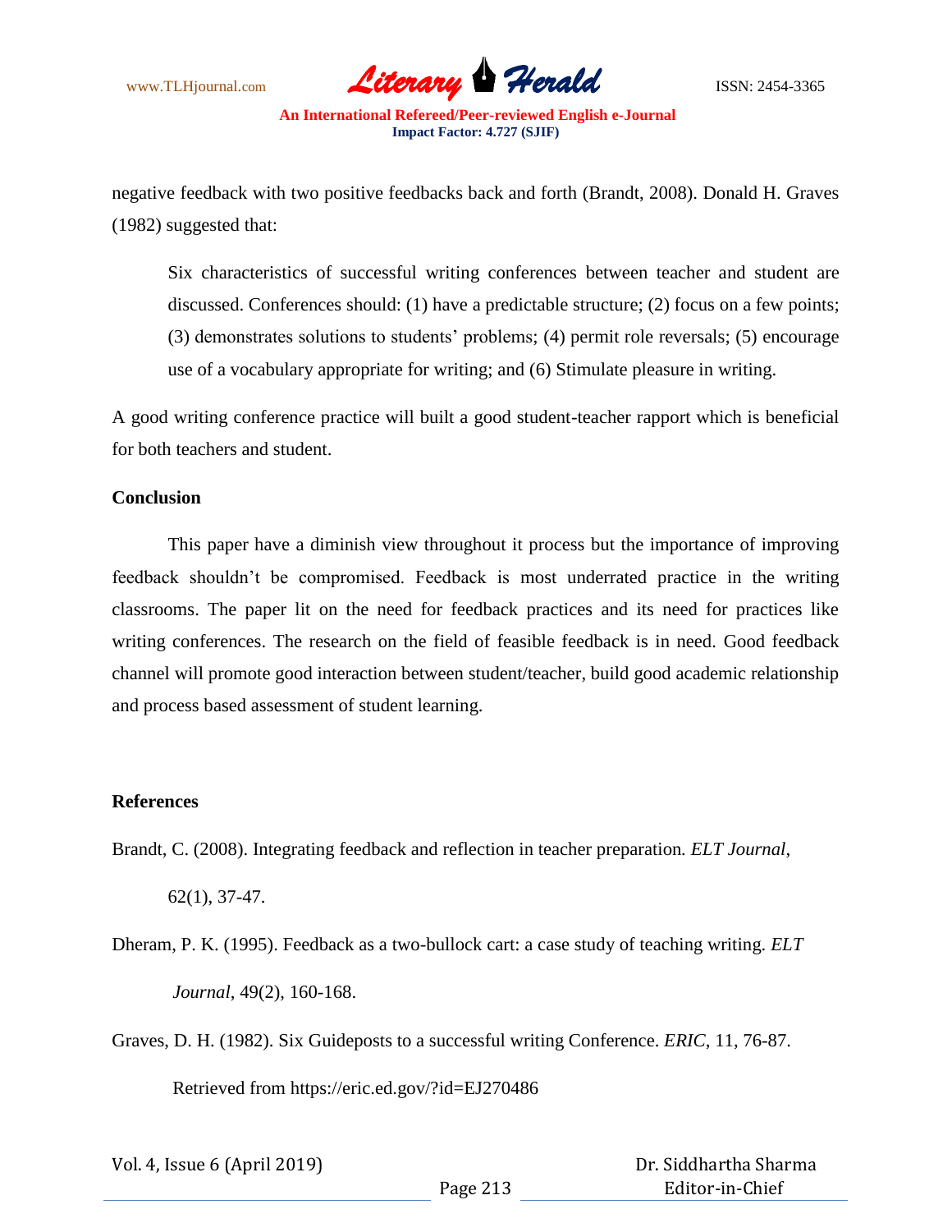negative feedback with two positive feedbacks back and forth (Brandt, 2008). Donald H. Graves (1982) suggested that:

> Six characteristics of successful writing conferences between teacher and student are discussed. Conferences should: (1) have a predictable structure; (2) focus on a few points; (3) demonstrates solutions to students' problems; (4) permit role reversals; (5) encourage use of a vocabulary appropriate for writing; and (6) Stimulate pleasure in writing.

A good writing conference practice will built a good student-teacher rapport which is beneficial for both teachers and student.

**Conclusion**

This paper have a diminish view throughout it process but the importance of improving feedback shouldn't be compromised. Feedback is most underrated practice in the writing classrooms. The paper lit on the need for feedback practices and its need for practices like writing conferences. The research on the field of feasible feedback is in need. Good feedback channel will promote good interaction between student/teacher, build good academic relationship and process based assessment of student learning.

**References**

Brandt, C. (2008). Integrating feedback and reflection in teacher preparation. *ELT Journal*, 62(1), 37-47.

Dheram, P. K. (1995). Feedback as a two-bullock cart: a case study of teaching writing. *ELT Journal*, 49(2), 160-168.

Graves, D. H. (1982). Six Guideposts to a successful writing Conference. *ERIC*, 11, 76-87. Retrieved from https://eric.ed.gov/?id=EJ270486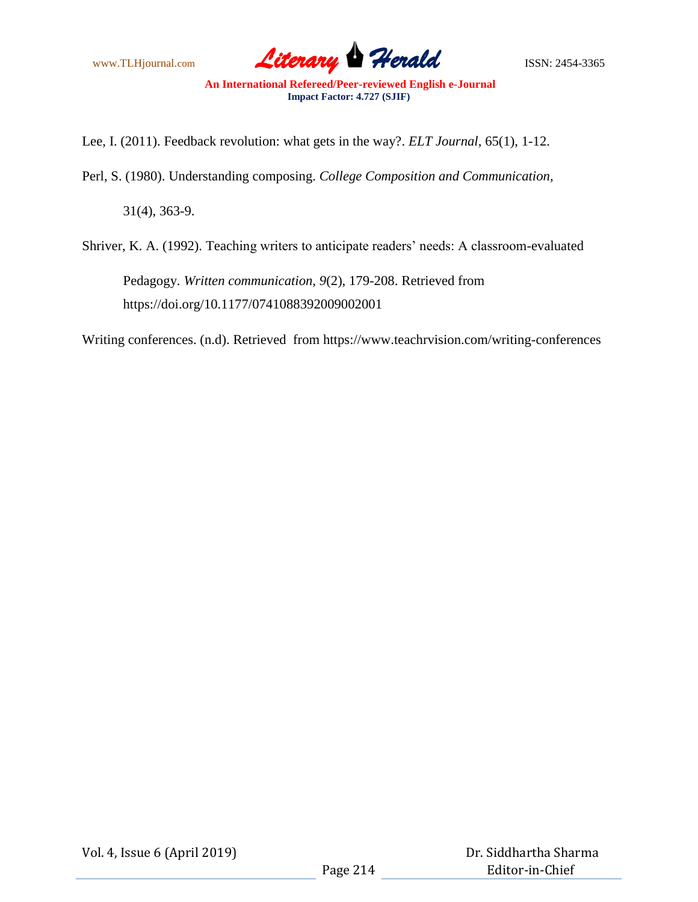Lee, I. (2011). Feedback revolution: what gets in the way?. *ELT Journal*, 65(1), 1-12.

Perl, S. (1980). Understanding composing. *College Composition and Communication,* 31(4), 363-9.

Shriver, K. A. (1992). Teaching writers to anticipate readers' needs: A classroom-evaluated Pedagogy. *Written communication*, *9*(2), 179-208. Retrieved from https://doi.org/10.1177/0741088392009002001

Writing conferences. (n.d). Retrieved from https://www.teachrvision.com/writing-conferences